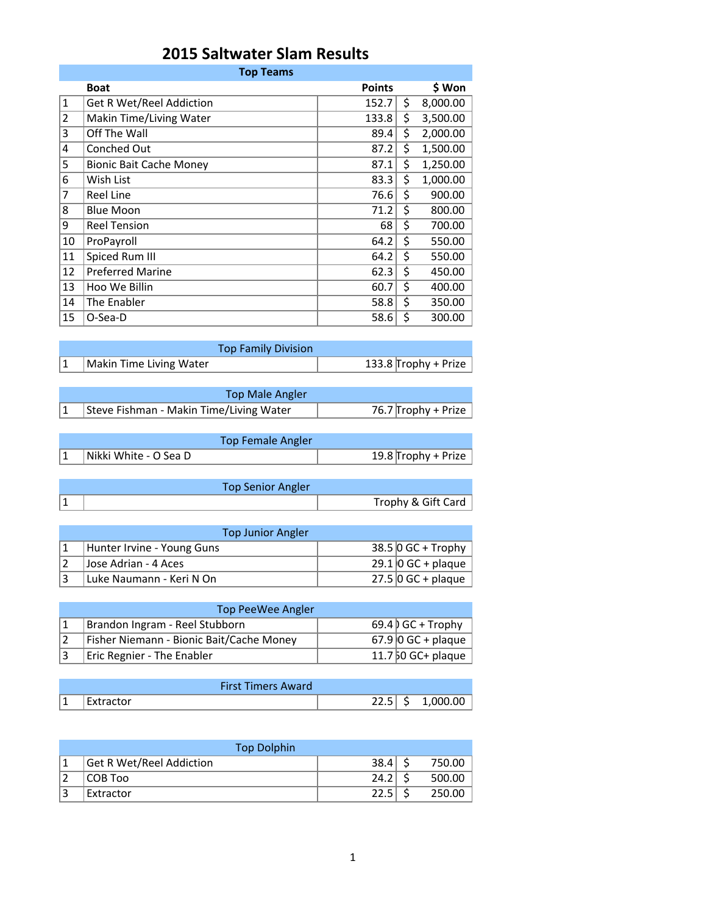# 2015 Saltwater Slam Results

## Top Teams

| | Boat | Points | $ Won |
|---|---|---|---|
| 1 | Get R Wet/Reel Addiction | 152.7 | $ 8,000.00 |
| 2 | Makin Time/Living Water | 133.8 | $ 3,500.00 |
| 3 | Off The Wall | 89.4 | $ 2,000.00 |
| 4 | Conched Out | 87.2 | $ 1,500.00 |
| 5 | Bionic Bait Cache Money | 87.1 | $ 1,250.00 |
| 6 | Wish List | 83.3 | $ 1,000.00 |
| 7 | Reel Line | 76.6 | $ 900.00 |
| 8 | Blue Moon | 71.2 | $ 800.00 |
| 9 | Reel Tension | 68 | $ 700.00 |
| 10 | ProPayroll | 64.2 | $ 550.00 |
| 11 | Spiced Rum III | 64.2 | $ 550.00 |
| 12 | Preferred Marine | 62.3 | $ 450.00 |
| 13 | Hoo We Billin | 60.7 | $ 400.00 |
| 14 | The Enabler | 58.8 | $ 350.00 |
| 15 | O-Sea-D | 58.6 | $ 300.00 |

## Top Family Division

| | | | |
|---|---|---|---|
| 1 | Makin Time Living Water | 133.8 | Trophy + Prize |

## Top Male Angler

| | | | |
|---|---|---|---|
| 1 | Steve Fishman - Makin Time/Living Water | 76.7 | Trophy + Prize |

## Top Female Angler

| | | | |
|---|---|---|---|
| 1 | Nikki White - O Sea D | 19.8 | Trophy + Prize |

## Top Senior Angler

| | | | |
|---|---|---|---|
| 1 | | | Trophy & Gift Card |

## Top Junior Angler

| | | | |
|---|---|---|---|
| 1 | Hunter Irvine - Young Guns | 38.5 | 0 GC + Trophy |
| 2 | Jose Adrian - 4 Aces | 29.1 | 0 GC + plaque |
| 3 | Luke Naumann - Keri N On | 27.5 | 0 GC + plaque |

## Top PeeWee Angler

| | | | |
|---|---|---|---|
| 1 | Brandon Ingram - Reel Stubborn | 69.4 | ) GC + Trophy |
| 2 | Fisher Niemann - Bionic Bait/Cache Money | 67.9 | 0 GC + plaque |
| 3 | Eric Regnier - The Enabler | 11.7 | 50 GC+ plaque |

## First Timers Award

| | | | |
|---|---|---|---|
| 1 | Extractor | 22.5 | $ 1,000.00 |

## Top Dolphin

| | | | |
|---|---|---|---|
| 1 | Get R Wet/Reel Addiction | 38.4 | $ 750.00 |
| 2 | COB Too | 24.2 | $ 500.00 |
| 3 | Extractor | 22.5 | $ 250.00 |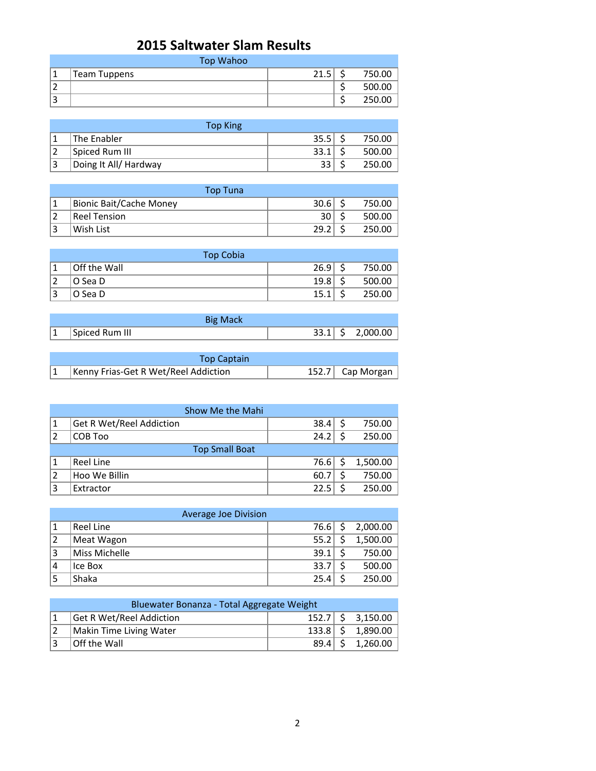# 2015 Saltwater Slam Results

| Top Wahoo | | | |
|---|---|---|---|
| 1 | Team Tuppens | 21.5 | $ 750.00 |
| 2 | | | $ 500.00 |
| 3 | | | $ 250.00 |

| Top King | | | |
|---|---|---|---|
| 1 | The Enabler | 35.5 | $ 750.00 |
| 2 | Spiced Rum III | 33.1 | $ 500.00 |
| 3 | Doing It All/ Hardway | 33 | $ 250.00 |

| Top Tuna | | | |
|---|---|---|---|
| 1 | Bionic Bait/Cache Money | 30.6 | $ 750.00 |
| 2 | Reel Tension | 30 | $ 500.00 |
| 3 | Wish List | 29.2 | $ 250.00 |

| Top Cobia | | | |
|---|---|---|---|
| 1 | Off the Wall | 26.9 | $ 750.00 |
| 2 | O Sea D | 19.8 | $ 500.00 |
| 3 | O Sea D | 15.1 | $ 250.00 |

| Big Mack | | | |
|---|---|---|---|
| 1 | Spiced Rum III | 33.1 | $ 2,000.00 |

| Top Captain | | | |
|---|---|---|---|
| 1 | Kenny Frias-Get R Wet/Reel Addiction | 152.7 | Cap Morgan |

| Show Me the Mahi | | | |
|---|---|---|---|
| 1 | Get R Wet/Reel Addiction | 38.4 | $ 750.00 |
| 2 | COB Too | 24.2 | $ 250.00 |

| Top Small Boat | | | |
|---|---|---|---|
| 1 | Reel Line | 76.6 | $ 1,500.00 |
| 2 | Hoo We Billin | 60.7 | $ 750.00 |
| 3 | Extractor | 22.5 | $ 250.00 |

| Average Joe Division | | | |
|---|---|---|---|
| 1 | Reel Line | 76.6 | $ 2,000.00 |
| 2 | Meat Wagon | 55.2 | $ 1,500.00 |
| 3 | Miss Michelle | 39.1 | $ 750.00 |
| 4 | Ice Box | 33.7 | $ 500.00 |
| 5 | Shaka | 25.4 | $ 250.00 |

| Bluewater Bonanza - Total Aggregate Weight | | | |
|---|---|---|---|
| 1 | Get R Wet/Reel Addiction | 152.7 | $ 3,150.00 |
| 2 | Makin Time Living Water | 133.8 | $ 1,890.00 |
| 3 | Off the Wall | 89.4 | $ 1,260.00 |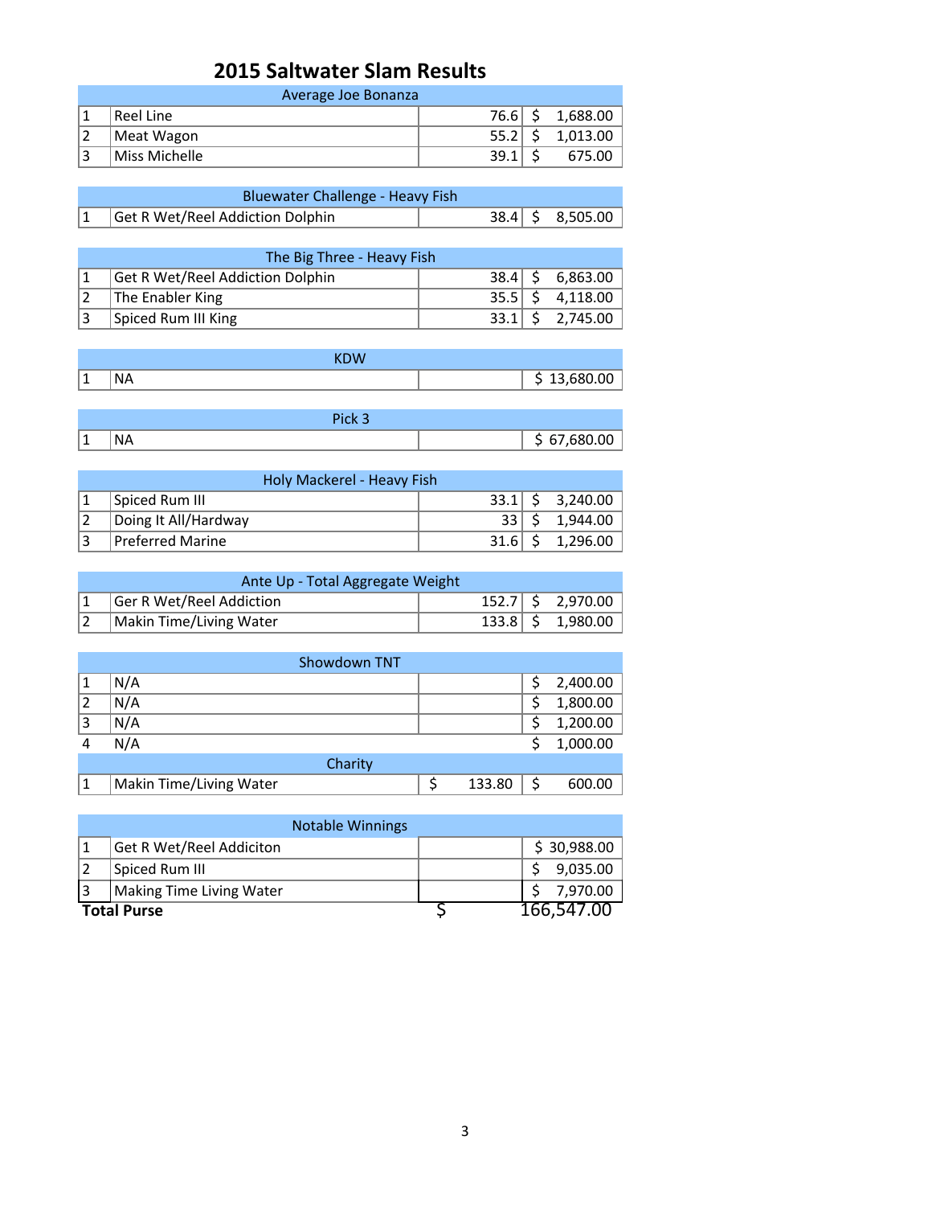# 2015 Saltwater Slam Results

| Average Joe Bonanza | | | |
|---|---|---|---|
| 1 | Reel Line | 76.6 | $ 1,688.00 |
| 2 | Meat Wagon | 55.2 | $ 1,013.00 |
| 3 | Miss Michelle | 39.1 | $ 675.00 |

| Bluewater Challenge - Heavy Fish | | | |
|---|---|---|---|
| 1 | Get R Wet/Reel Addiction Dolphin | 38.4 | $ 8,505.00 |

| The Big Three - Heavy Fish | | | |
|---|---|---|---|
| 1 | Get R Wet/Reel Addiction Dolphin | 38.4 | $ 6,863.00 |
| 2 | The Enabler King | 35.5 | $ 4,118.00 |
| 3 | Spiced Rum III King | 33.1 | $ 2,745.00 |

| KDW | | | |
|---|---|---|---|
| 1 | NA | | $ 13,680.00 |

| Pick 3 | | | |
|---|---|---|---|
| 1 | NA | | $ 67,680.00 |

| Holy Mackerel - Heavy Fish | | | |
|---|---|---|---|
| 1 | Spiced Rum III | 33.1 | $ 3,240.00 |
| 2 | Doing It All/Hardway | 33 | $ 1,944.00 |
| 3 | Preferred Marine | 31.6 | $ 1,296.00 |

| Ante Up - Total Aggregate Weight | | | |
|---|---|---|---|
| 1 | Ger R Wet/Reel Addiction | 152.7 | $ 2,970.00 |
| 2 | Makin Time/Living Water | 133.8 | $ 1,980.00 |

| Showdown TNT | | | |
|---|---|---|---|
| 1 | N/A | | $ 2,400.00 |
| 2 | N/A | | $ 1,800.00 |
| 3 | N/A | | $ 1,200.00 |
| 4 | N/A | | $ 1,000.00 |

| Charity | | | |
|---|---|---|---|
| 1 | Makin Time/Living Water | $ 133.80 | $ 600.00 |

| Notable Winnings | | | |
|---|---|---|---|
| 1 | Get R Wet/Reel Addiciton | | $ 30,988.00 |
| 2 | Spiced Rum III | | $ 9,035.00 |
| 3 | Making Time Living Water | | $ 7,970.00 |
| **Total Purse** | | $ | 166,547.00 |